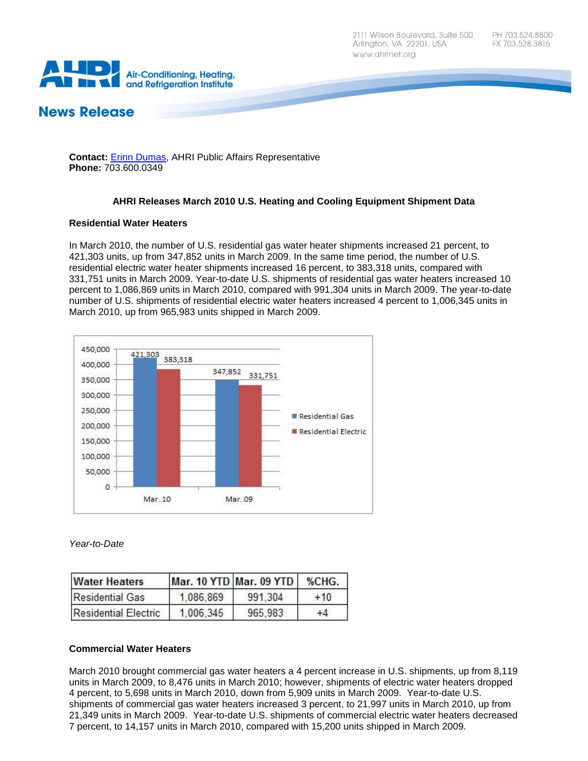Contact: Erinn Dumas, AHRI Public Affairs Representative
**Phone:** 703.600.0349

# AHRI Releases March 2010 U.S. Heating and Cooling Equipment Shipment Data

## Residential Water Heaters

In March 2010, the number of U.S. residential gas water heater shipments increased 21 percent, to 421,303 units, up from 347,852 units in March 2009. In the same time period, the number of U.S. residential electric water heater shipments increased 16 percent, to 383,318 units, compared with 331,751 units in March 2009. Year-to-date U.S. shipments of residential gas water heaters increased 10 percent to 1,086,869 units in March 2010, compared with 991,304 units in March 2009. The year-to-date number of U.S. shipments of residential electric water heaters increased 4 percent to 1,006,345 units in March 2010, up from 965,983 units shipped in March 2009.

| | Residential Gas | Residential Electric |
|---|---|---|
| Mar. 10 | 421,303 | 383,318 |
| Mar. 09 | 347,852 | 331,751 |

*Year-to-Date*

| Water Heaters | Mar. 10 YTD | Mar. 09 YTD | %CHG. |
|---|---|---|---|
| Residential Gas | 1,086,869 | 991,304 | +10 |
| Residential Electric | 1,006,345 | 965,983 | +4 |

## Commercial Water Heaters

March 2010 brought commercial gas water heaters a 4 percent increase in U.S. shipments, up from 8,119 units in March 2009, to 8,476 units in March 2010; however, shipments of electric water heaters dropped 4 percent, to 5,698 units in March 2010, down from 5,909 units in March 2009. Year-to-date U.S. shipments of commercial gas water heaters increased 3 percent, to 21,997 units in March 2010, up from 21,349 units in March 2009. Year-to-date U.S. shipments of commercial electric water heaters decreased 7 percent, to 14,157 units in March 2010, compared with 15,200 units shipped in March 2009.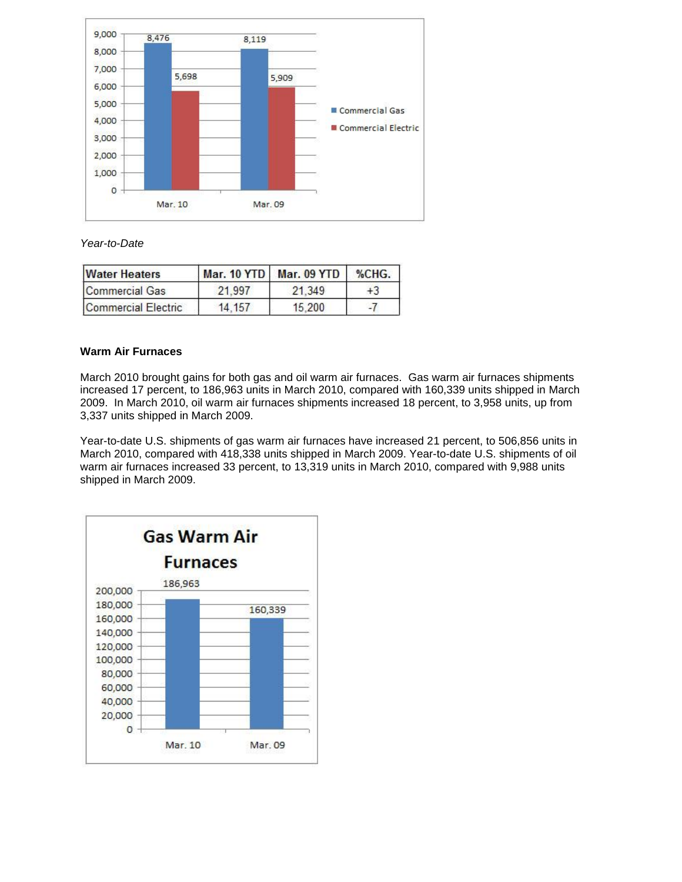*Year-to-Date*

| Water Heaters | Mar. 10 YTD | Mar. 09 YTD | %CHG. |
|---|---|---|---|
| Commercial Gas | 21,997 | 21,349 | +3 |
| Commercial Electric | 14,157 | 15,200 | -7 |

**Warm Air Furnaces**

March 2010 brought gains for both gas and oil warm air furnaces. Gas warm air furnaces shipments increased 17 percent, to 186,963 units in March 2010, compared with 160,339 units shipped in March 2009. In March 2010, oil warm air furnaces shipments increased 18 percent, to 3,958 units, up from 3,337 units shipped in March 2009.

Year-to-date U.S. shipments of gas warm air furnaces have increased 21 percent, to 506,856 units in March 2010, compared with 418,338 units shipped in March 2009. Year-to-date U.S. shipments of oil warm air furnaces increased 33 percent, to 13,319 units in March 2010, compared with 9,988 units shipped in March 2009.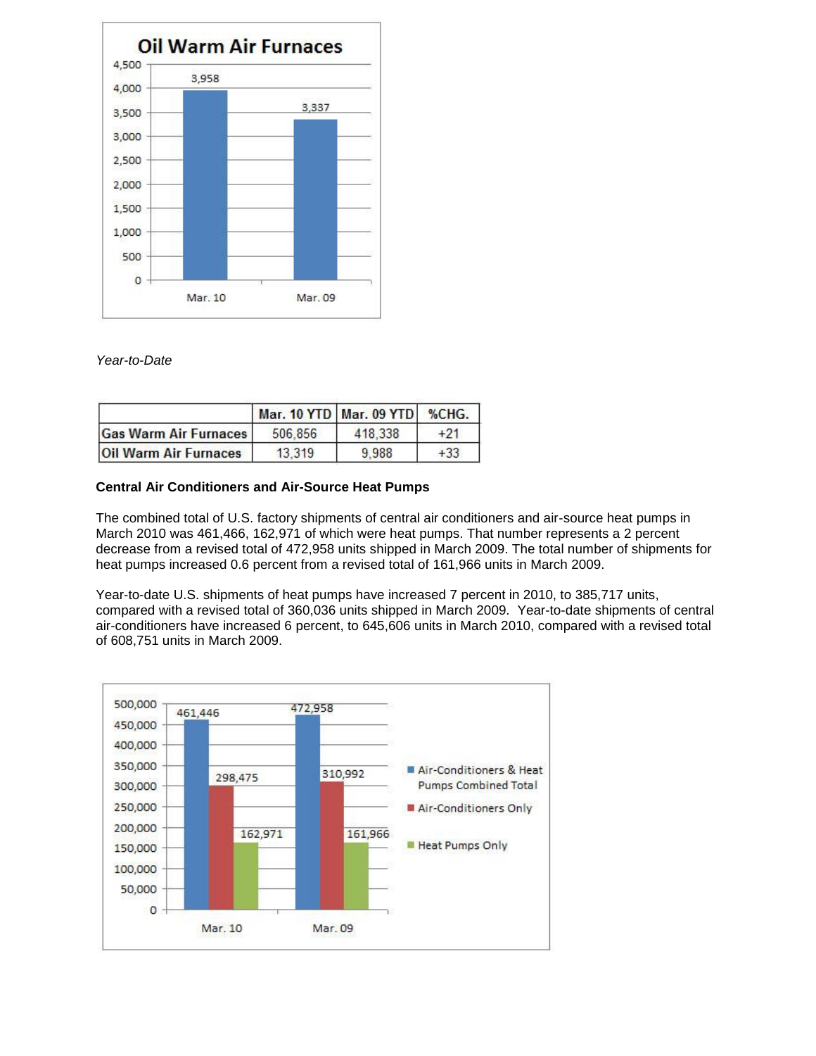Oil Warm Air Furnaces

| | Mar. 10 | Mar. 09 |
|---|---|---|
| Oil Warm Air Furnaces | 3,958 | 3,337 |

*Year-to-Date*

| | Mar. 10 YTD | Mar. 09 YTD | %CHG. |
|---|---|---|---|
| Gas Warm Air Furnaces | 506,856 | 418,338 | +21 |
| Oil Warm Air Furnaces | 13,319 | 9,988 | +33 |

**Central Air Conditioners and Air-Source Heat Pumps**

The combined total of U.S. factory shipments of central air conditioners and air-source heat pumps in March 2010 was 461,466, 162,971 of which were heat pumps. That number represents a 2 percent decrease from a revised total of 472,958 units shipped in March 2009. The total number of shipments for heat pumps increased 0.6 percent from a revised total of 161,966 units in March 2009.

Year-to-date U.S. shipments of heat pumps have increased 7 percent in 2010, to 385,717 units, compared with a revised total of 360,036 units shipped in March 2009. Year-to-date shipments of central air-conditioners have increased 6 percent, to 645,606 units in March 2010, compared with a revised total of 608,751 units in March 2009.

| | Mar. 10 | Mar. 09 |
|---|---|---|
| Air-Conditioners & Heat Pumps Combined Total | 461,446 | 472,958 |
| Air-Conditioners Only | 298,475 | 310,992 |
| Heat Pumps Only | 162,971 | 161,966 |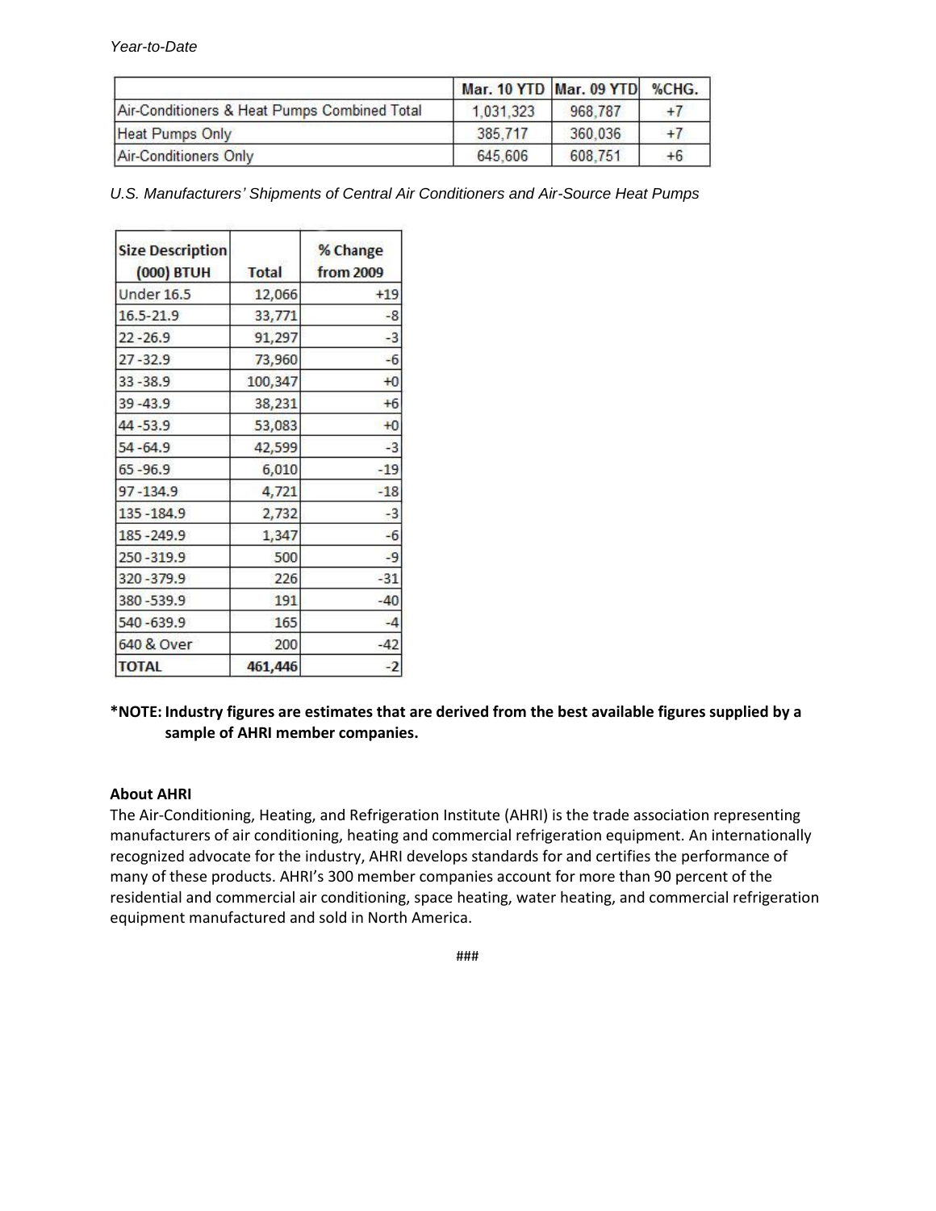*Year-to-Date*

| | Mar. 10 YTD | Mar. 09 YTD | %CHG. |
|---|---|---|---|
| Air-Conditioners & Heat Pumps Combined Total | 1,031,323 | 968,787 | +7 |
| Heat Pumps Only | 385,717 | 360,036 | +7 |
| Air-Conditioners Only | 645,606 | 608,751 | +6 |

*U.S. Manufacturers' Shipments of Central Air Conditioners and Air-Source Heat Pumps*

| Size Description (000) BTUH | Total | % Change from 2009 |
|---|---|---|
| Under 16.5 | 12,066 | +19 |
| 16.5-21.9 | 33,771 | -8 |
| 22 -26.9 | 91,297 | -3 |
| 27 -32.9 | 73,960 | -6 |
| 33 -38.9 | 100,347 | +0 |
| 39 -43.9 | 38,231 | +6 |
| 44 -53.9 | 53,083 | +0 |
| 54 -64.9 | 42,599 | -3 |
| 65 -96.9 | 6,010 | -19 |
| 97 -134.9 | 4,721 | -18 |
| 135 -184.9 | 2,732 | -3 |
| 185 -249.9 | 1,347 | -6 |
| 250 -319.9 | 500 | -9 |
| 320 -379.9 | 226 | -31 |
| 380 -539.9 | 191 | -40 |
| 540 -639.9 | 165 | -4 |
| 640 & Over | 200 | -42 |
| **TOTAL** | **461,446** | -2 |

***NOTE: Industry figures are estimates that are derived from the best available figures supplied by a sample of AHRI member companies.**

**About AHRI**

The Air-Conditioning, Heating, and Refrigeration Institute (AHRI) is the trade association representing manufacturers of air conditioning, heating and commercial refrigeration equipment. An internationally recognized advocate for the industry, AHRI develops standards for and certifies the performance of many of these products. AHRI's 300 member companies account for more than 90 percent of the residential and commercial air conditioning, space heating, water heating, and commercial refrigeration equipment manufactured and sold in North America.

###